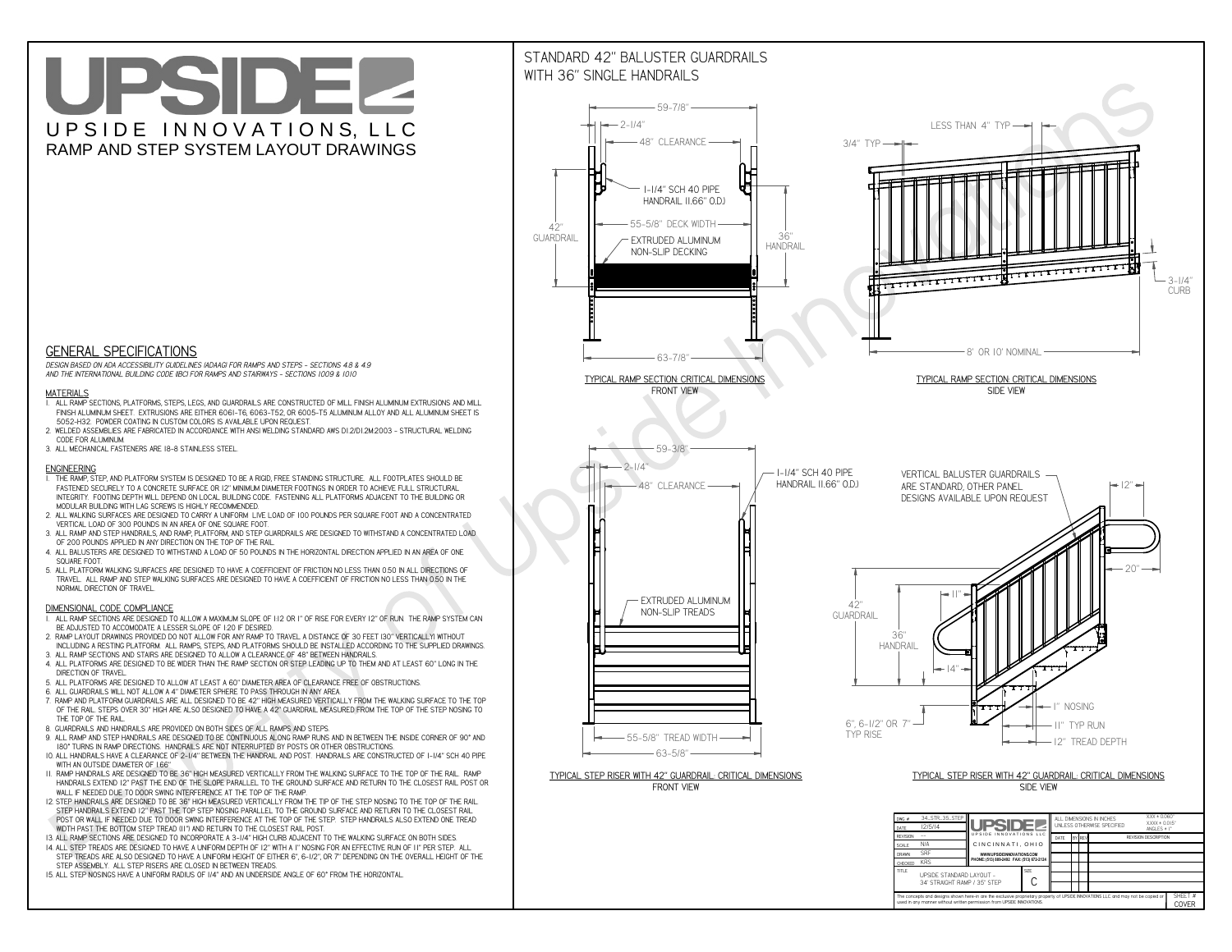# UPSIDE

UPSIDE INNOVATIONS, LLC

RAMP AND STEP SYSTEM LAYOUT DRAWINGS

## GENERAL SPECIFICATIONS

*DESIGN BASED ON ADA ACCESSIBILITY GUIDELINES (ADAAG) FOR RAMPS AND STEPS - SECTIONS 4.8 & 4.9 AND THE INTERNATIONAL BUILDING CODE (IBC) FOR RAMPS AND STAIRWAYS - SECTIONS 1009 & 1010*

### MATERIALS

1. ALL RAMP SECTIONS, PLATFORMS, STEPS, LEGS, AND GUARDRAILS ARE CONSTRUCTED OF MILL FINISH ALUMINUM EXTRUSIONS AND MILL FINISH ALUMINUM SHEET. EXTRUSIONS ARE EITHER 6061-T6, 6063-T52, OR 6005-T5 ALUMINUM ALLOY AND ALL ALUMINUM SHEET IS 5052-H32. POWDER COATING IN CUSTOM COLORS IS AVAILABLE UPON REQUEST.
2. WELDED ASSEMBLIES ARE FABRICATED IN ACCORDANCE WITH ANSI WELDING STANDARD AWS D1.2/D1.2M:2003 - STRUCTURAL WELDING CODE FOR ALUMINUM.
3. ALL MECHANICAL FASTENERS ARE 18-8 STAINLESS STEEL.

### ENGINEERING

1. THE RAMP, STEP, AND PLATFORM SYSTEM IS DESIGNED TO BE A RIGID, FREE STANDING STRUCTURE. ALL FOOTPLATES SHOULD BE FASTENED SECURELY TO A CONCRETE SURFACE OR 12" MINIMUM DIAMETER FOOTINGS IN ORDER TO ACHIEVE FULL STRUCTURAL INTEGRITY. FOOTING DEPTH WILL DEPEND ON LOCAL BUILDING CODE. FASTENING ALL PLATFORMS ADJACENT TO THE BUILDING OR MODULAR BUILDING WITH LAG SCREWS IS HIGHLY RECOMMENDED.
2. ALL WALKING SURFACES ARE DESIGNED TO CARRY A UNIFORM LIVE LOAD OF 100 POUNDS PER SQUARE FOOT AND A CONCENTRATED VERTICAL LOAD OF 300 POUNDS IN AN AREA OF ONE SQUARE FOOT.
3. ALL RAMP AND STEP HANDRAILS, AND RAMP, PLATFORM, AND STEP GUARDRAILS ARE DESIGNED TO WITHSTAND A CONCENTRATED LOAD OF 200 POUNDS APPLIED IN ANY DIRECTION ON THE TOP OF THE RAIL.
4. ALL BALUSTERS ARE DESIGNED TO WITHSTAND A LOAD OF 50 POUNDS IN THE HORIZONTAL DIRECTION APPLIED IN AN AREA OF ONE SQUARE FOOT.
5. ALL PLATFORM WALKING SURFACES ARE DESIGNED TO HAVE A COEFFICIENT OF FRICTION NO LESS THAN 0.50 IN ALL DIRECTIONS OF TRAVEL. ALL RAMP AND STEP WALKING SURFACES ARE DESIGNED TO HAVE A COEFFICIENT OF FRICTION NO LESS THAN 0.50 IN THE NORMAL DIRECTION OF TRAVEL.

### DIMENSIONAL CODE COMPLIANCE

1. ALL RAMP SECTIONS ARE DESIGNED TO ALLOW A MAXIMUM SLOPE OF 1:12 OR 1" OF RISE FOR EVERY 12" OF RUN. THE RAMP SYSTEM CAN BE ADJUSTED TO ACCOMODATE A LESSER SLOPE OF 1:20 IF DESIRED.
2. RAMP LAYOUT DRAWINGS PROVIDED DO NOT ALLOW FOR ANY RAMP TO TRAVEL A DISTANCE OF 30 FEET (30" VERTICALLY) WITHOUT INCLUDING A RESTING PLATFORM. ALL RAMPS, STEPS, AND PLATFORMS SHOULD BE INSTALLED ACCORDING TO THE SUPPLIED DRAWINGS.
3. ALL RAMP SECTIONS AND STAIRS ARE DESIGNED TO ALLOW A CLEARANCE OF 48" BETWEEN HANDRAILS.
4. ALL PLATFORMS ARE DESIGNED TO BE WIDER THAN THE RAMP SECTION OR STEP LEADING UP TO THEM AND AT LEAST 60" LONG IN THE DIRECTION OF TRAVEL.
5. ALL PLATFORMS ARE DESIGNED TO ALLOW AT LEAST A 60" DIAMETER AREA OF CLEARANCE FREE OF OBSTRUCTIONS.
6. ALL GUARDRAILS WILL NOT ALLOW A 4" DIAMETER SPHERE TO PASS THROUGH IN ANY AREA.
7. RAMP AND PLATFORM GUARDRAILS ARE ALL DESIGNED TO BE 42" HIGH MEASURED VERTICALLY FROM THE WALKING SURFACE TO THE TOP OF THE RAIL. STEPS OVER 30" HIGH ARE ALSO DESIGNED TO HAVE A 42" GUARDRAIL MEASURED FROM THE TOP OF THE STEP NOSING TO THE TOP OF THE RAIL.
8. GUARDRAILS AND HANDRAILS ARE PROVIDED ON BOTH SIDES OF ALL RAMPS AND STEPS.
9. ALL RAMP AND STEP HANDRAILS ARE DESIGNED TO BE CONTINUOUS ALONG RAMP RUNS AND IN BETWEEN THE INSIDE CORNER OF 90° AND 180° TURNS IN RAMP DIRECTIONS. HANDRAILS ARE NOT INTERRUPTED BY POSTS OR OTHER OBSTRUCTIONS.
10. ALL HANDRAILS HAVE A CLEARANCE OF 2-1/4" BETWEEN THE HANDRAIL AND POST. HANDRAILS ARE CONSTRUCTED OF 1-1/4" SCH 40 PIPE WITH AN OUTSIDE DIAMETER OF 1.66"
11. RAMP HANDRAILS ARE DESIGNED TO BE 36" HIGH MEASURED VERTICALLY FROM THE WALKING SURFACE TO THE TOP OF THE RAIL. RAMP HANDRAILS EXTEND 12" PAST THE END OF THE SLOPE PARALLEL TO THE GROUND SURFACE AND RETURN TO THE CLOSEST RAIL POST OR WALL IF NEEDED DUE TO DOOR SWING INTERFERENCE AT THE TOP OF THE RAMP.
12. STEP HANDRAILS ARE DESIGNED TO BE 36" HIGH MEASURED VERTICALLY FROM THE TIP OF THE STEP NOSING TO THE TOP OF THE RAIL. STEP HANDRAILS EXTEND 12" PAST THE TOP STEP NOSING PARALLEL TO THE GROUND SURFACE AND RETURN TO THE CLOSEST RAIL POST OR WALL IF NEEDED DUE TO DOOR SWING INTERFERENCE AT THE TOP OF THE STEP. STEP HANDRAILS ALSO EXTEND ONE TREAD WIDTH PAST THE BOTTOM STEP TREAD (11") AND RETURN TO THE CLOSEST RAIL POST.
13. ALL RAMP SECTIONS ARE DESIGNED TO INCORPORATE A 3-1/4" HIGH CURB ADJACENT TO THE WALKING SURFACE ON BOTH SIDES.
14. ALL STEP TREADS ARE DESIGNED TO HAVE A UNIFORM DEPTH OF 12" WITH A 1" NOSING FOR AN EFFECTIVE RUN OF 11" PER STEP. ALL STEP TREADS ARE ALSO DESIGNED TO HAVE A UNIFORM HEIGHT OF EITHER 6", 6-1/2", OR 7" DEPENDING ON THE OVERALL HEIGHT OF THE STEP ASSEMBLY. ALL STEP RISERS ARE CLOSED IN BETWEEN TREADS.
15. ALL STEP NOSINGS HAVE A UNIFORM RADIUS OF 1/4" AND AN UNDERSIDE ANGLE OF 60° FROM THE HORIZONTAL.

## STANDARD 42" BALUSTER GUARDRAILS WITH 36" SINGLE HANDRAILS

59-7/8" · 2-1/4" · 48" CLEARANCE · 1-1/4" SCH 40 PIPE HANDRAIL (1.66" O.D.) · 42" GUARDRAIL · 55-5/8" DECK WIDTH · 36" HANDRAIL · EXTRUDED ALUMINUM NON-SLIP DECKING · 63-7/8"

TYPICAL RAMP SECTION: CRITICAL DIMENSIONS
FRONT VIEW

LESS THAN 4" TYP · 3/4" TYP · 3-1/4" CURB · 8' OR 10' NOMINAL

TYPICAL RAMP SECTION: CRITICAL DIMENSIONS
SIDE VIEW

59-3/8" · 2-1/4" · 48" CLEARANCE · 1-1/4" SCH 40 PIPE HANDRAIL (1.66" O.D.) · EXTRUDED ALUMINUM NON-SLIP TREADS · 55-5/8" TREAD WIDTH · 63-5/8"

TYPICAL STEP RISER WITH 42" GUARDRAIL: CRITICAL DIMENSIONS
FRONT VIEW

VERTICAL BALUSTER GUARDRAILS ARE STANDARD, OTHER PANEL DESIGNS AVAILABLE UPON REQUEST · 12" · 20" · 11" · 42" GUARDRAIL · 36" HANDRAIL · 14" · 1" NOSING · 11" TYP RUN · 12" TREAD DEPTH · 6", 6-1/2" OR 7" TYP RISE

TYPICAL STEP RISER WITH 42" GUARDRAIL: CRITICAL DIMENSIONS
SIDE VIEW

| | | | |
|---|---|---|---|
| DWG # | 34_STR_35_STEP | ALL DIMENSIONS IN INCHES UNLESS OTHERWISE SPECIFIED | XXX ± 0.060" XXXX ± 0.015" ANGLES ± 1° |
| DATE | 12/5/14 | UPSIDE INNOVATIONS LLC | |
| REVISION | --- | CINCINNATI, OHIO | |
| SCALE | N/A | WWW.UPSIDEINNOVATIONS.COM PHONE: (513) 889-2492 FAX: (513) 672-2124 | |
| DRAWN | SRF | | |
| CHECKED | KRS | | |
| TITLE | UPSIDE STANDARD LAYOUT - 34' STRAIGHT RAMP / 35" STEP | SIZE C | |

| DATE | BY | REV | REVISION DESCRIPTION |
|---|---|---|---|

The concepts and designs shown here-in are the exclusive proprietary property of UPSIDE INNOVATIONS LLC and may not be copied or used in any manner without written permission from UPSIDE INNOVATIONS.

SHEET # COVER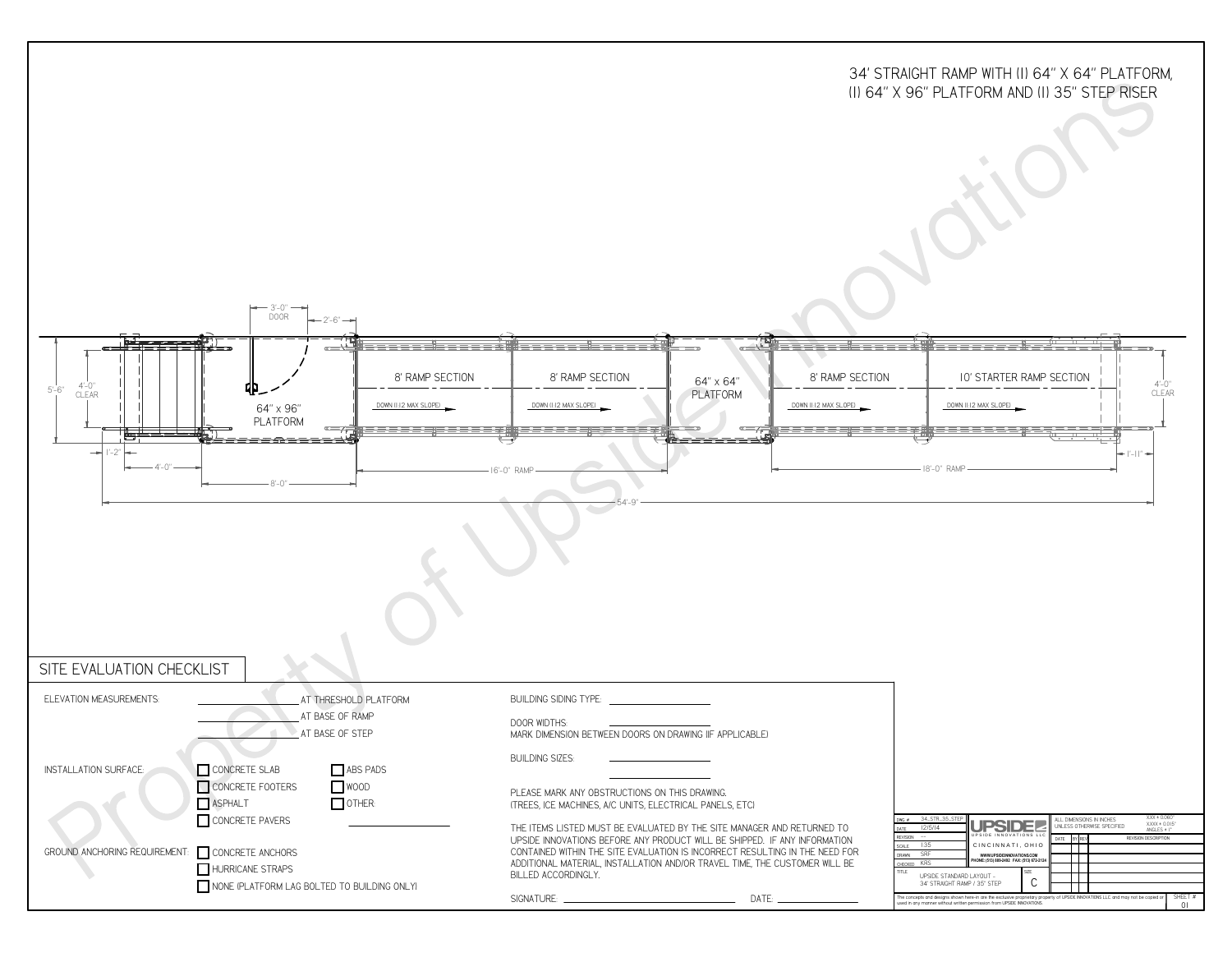# 34' STRAIGHT RAMP WITH (1) 64" X 64" PLATFORM, (1) 64" X 96" PLATFORM AND (1) 35" STEP RISER

3'-0" DOOR

2'-6"

5'-6"

4'-0" CLEAR

64" x 96" PLATFORM

8' RAMP SECTION

DOWN (1:12 MAX SLOPE)

8' RAMP SECTION

DOWN (1:12 MAX SLOPE)

64" x 64" PLATFORM

8' RAMP SECTION

DOWN (1:12 MAX SLOPE)

10' STARTER RAMP SECTION

DOWN (1:12 MAX SLOPE)

4'-0" CLEAR

1'-2"

4'-0"

8'-0"

16'-0" RAMP

18'-0" RAMP

1'-11"

54'-9"

## SITE EVALUATION CHECKLIST

ELEVATION MEASUREMENTS: ____________ AT THRESHOLD PLATFORM

____________ AT BASE OF RAMP

____________ AT BASE OF STEP

INSTALLATION SURFACE:

- [ ] CONCRETE SLAB
- [ ] CONCRETE FOOTERS
- [ ] ASPHALT
- [ ] CONCRETE PAVERS
- [ ] ABS PADS
- [ ] WOOD
- [ ] OTHER ____________

GROUND ANCHORING REQUIREMENT:

- [ ] CONCRETE ANCHORS
- [ ] HURRICANE STRAPS
- [ ] NONE (PLATFORM LAG BOLTED TO BUILDING ONLY)

BUILDING SIDING TYPE: ____________

DOOR WIDTHS: ____________
MARK DIMENSION BETWEEN DOORS ON DRAWING (IF APPLICABLE)

BUILDING SIZES: ____________

____________

PLEASE MARK ANY OBSTRUCTIONS ON THIS DRAWING.
(TREES, ICE MACHINES, A/C UNITS, ELECTRICAL PANELS, ETC)

THE ITEMS LISTED MUST BE EVALUATED BY THE SITE MANAGER AND RETURNED TO UPSIDE INNOVATIONS BEFORE ANY PRODUCT WILL BE SHIPPED. IF ANY INFORMATION CONTAINED WITHIN THE SITE EVALUATION IS INCORRECT RESULTING IN THE NEED FOR ADDITIONAL MATERIAL, INSTALLATION AND/OR TRAVEL TIME, THE CUSTOMER WILL BE BILLED ACCORDINGLY.

SIGNATURE: ____________________ DATE: ____________

| | |
|---|---|
| DWG # | 34_STR_35_STEP |
| DATE | 12/5/14 |
| REVISION | --- |
| SCALE | 1:35 |
| DRAWN | SRF |
| CHECKED | KRS |
| TITLE | UPSIDE STANDARD LAYOUT - 34' STRAIGHT RAMP / 35" STEP |
| SIZE | C |

UPSIDE INNOVATIONS LLC
CINCINNATI, OHIO
WWW.UPSIDEINNOVATIONS.COM
PHONE: (513) 889-2492 FAX: (513) 672-2124

ALL DIMENSIONS IN INCHES UNLESS OTHERWISE SPECIFIED
X.XX ± 0.060"
X.XXX ± 0.015"
ANGLES ± 1°

| DATE | BY | REV | REVISION DESCRIPTION |
|---|---|---|---|

The concepts and drawings shown here-in are the exclusive proprietary property of UPSIDE INNOVATIONS LLC and may not be copied or used in any manner without written permission from UPSIDE INNOVATIONS.

SHEET # 01